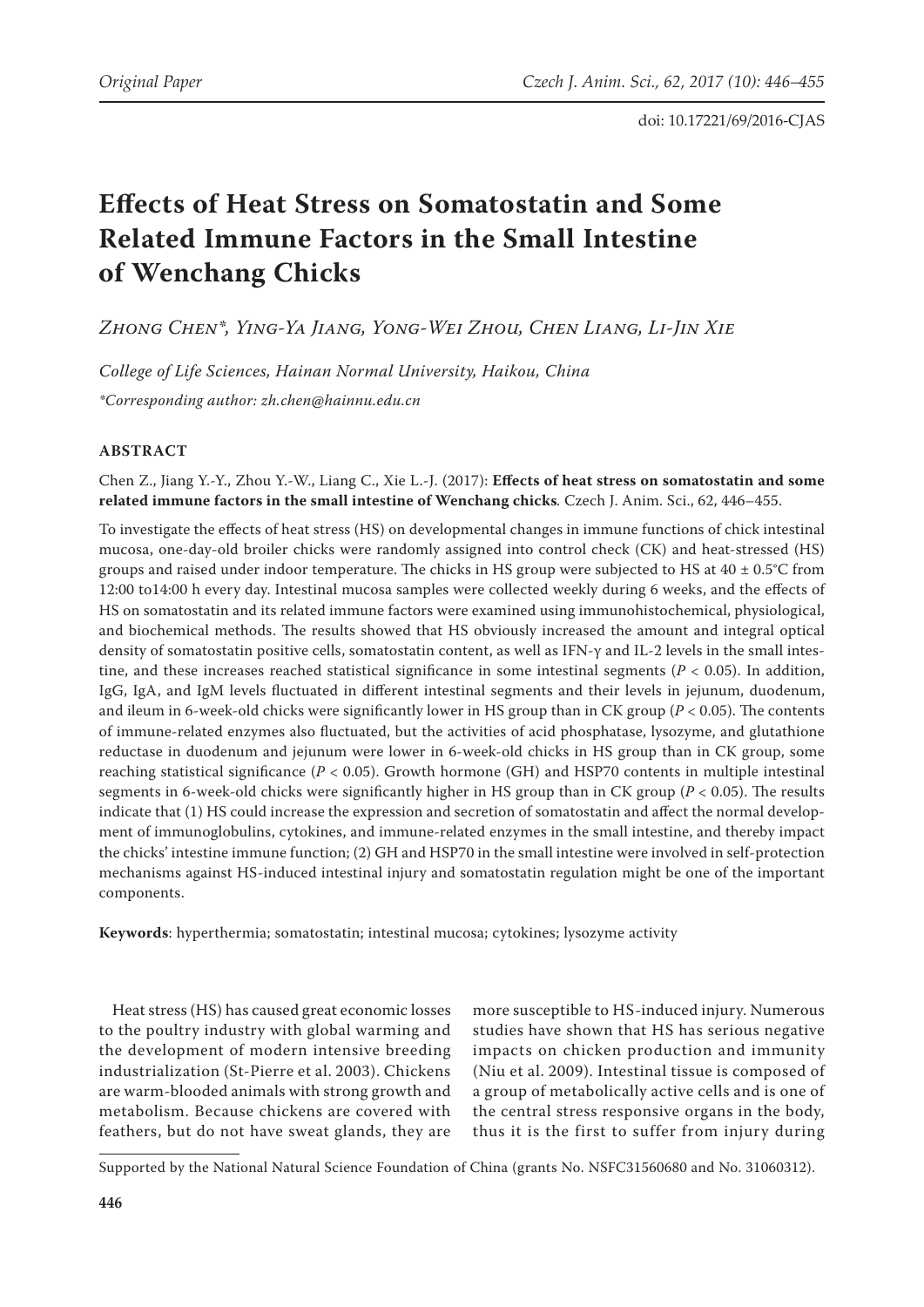doi: 10.17221/69/2016-CJAS

# Effects of Heat Stress on Somatostatin and Some Related Immune Factors in the Small Intestine of Wenchang Chicks

*Zhong Chen\*, Ying-Ya Jiang, Yong-Wei Zhou, Chen Liang, Li-Jin Xie*

*College of Life Sciences, Hainan Normal University, Haikou, China*

*\*Corresponding author: zh.chen@hainnu.edu.cn*

## ABSTRACT

Chen Z., Jiang Y.-Y., Zhou Y.-W., Liang C., Xie L.-J. (2017): **Effects of heat stress on somatostatin and some related immune factors in the small intestine of Wenchang chicks**. Czech J. Anim. Sci., 62, 446–455.

To investigate the effects of heat stress (HS) on developmental changes in immune functions of chick intestinal mucosa, one-day-old broiler chicks were randomly assigned into control check (CK) and heat-stressed (HS) groups and raised under indoor temperature. The chicks in HS group were subjected to HS at 40 ± 0.5°C from 12:00 to14:00 h every day. Intestinal mucosa samples were collected weekly during 6 weeks, and the effects of HS on somatostatin and its related immune factors were examined using immunohistochemical, physiological, and biochemical methods. The results showed that HS obviously increased the amount and integral optical density of somatostatin positive cells, somatostatin content, as well as IFN-γ and IL-2 levels in the small intestine, and these increases reached statistical significance in some intestinal segments ($P < 0.05$). In addition, IgG, IgA, and IgM levels fluctuated in different intestinal segments and their levels in jejunum, duodenum, and ileum in 6-week-old chicks were significantly lower in HS group than in CK group ($P < 0.05$). The contents of immune-related enzymes also fluctuated, but the activities of acid phosphatase, lysozyme, and glutathione reductase in duodenum and jejunum were lower in 6-week-old chicks in HS group than in CK group, some reaching statistical significance ($P < 0.05$). Growth hormone (GH) and HSP70 contents in multiple intestinal segments in 6-week-old chicks were significantly higher in HS group than in CK group ($P < 0.05$). The results indicate that (1) HS could increase the expression and secretion of somatostatin and affect the normal development of immunoglobulins, cytokines, and immune-related enzymes in the small intestine, and thereby impact the chicks' intestine immune function; (2) GH and HSP70 in the small intestine were involved in self-protection mechanisms against HS-induced intestinal injury and somatostatin regulation might be one of the important components.

**Keywords**: hyperthermia; somatostatin; intestinal mucosa; cytokines; lysozyme activity

Heat stress (HS) has caused great economic losses to the poultry industry with global warming and the development of modern intensive breeding industrialization (St-Pierre et al. 2003). Chickens are warm-blooded animals with strong growth and metabolism. Because chickens are covered with feathers, but do not have sweat glands, they are more susceptible to HS-induced injury. Numerous studies have shown that HS has serious negative impacts on chicken production and immunity (Niu et al. 2009). Intestinal tissue is composed of a group of metabolically active cells and is one of the central stress responsive organs in the body, thus it is the first to suffer from injury during

Supported by the National Natural Science Foundation of China (grants No. NSFC31560680 and No. 31060312).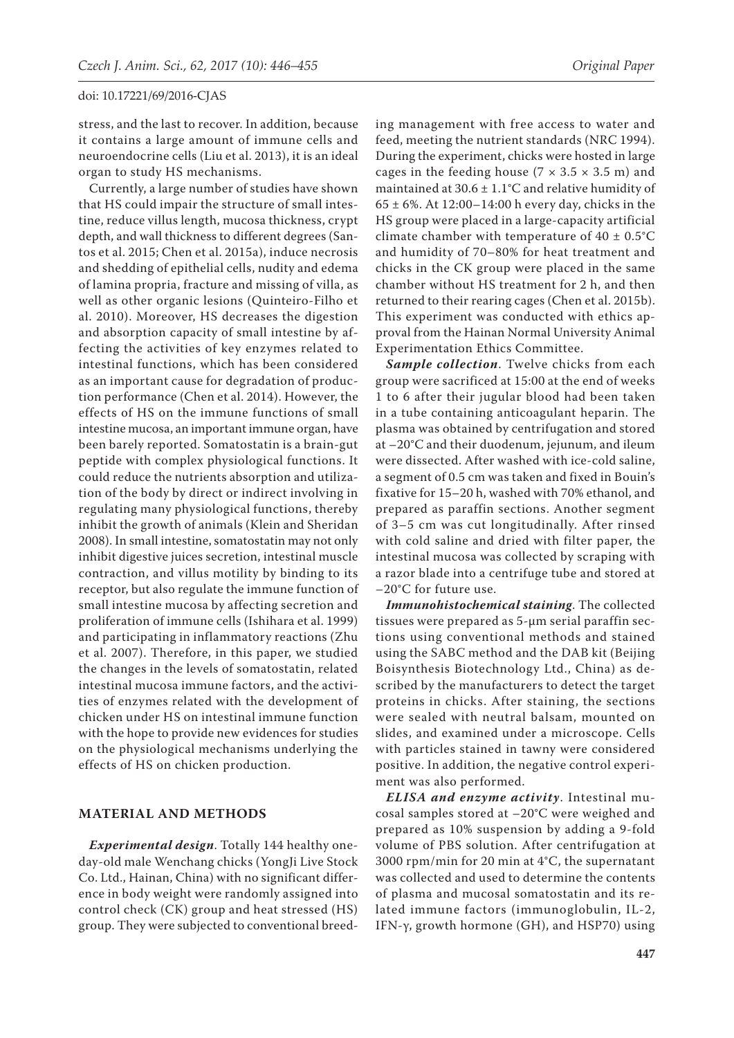stress, and the last to recover. In addition, because it contains a large amount of immune cells and neuroendocrine cells (Liu et al. 2013), it is an ideal organ to study HS mechanisms.

Currently, a large number of studies have shown that HS could impair the structure of small intestine, reduce villus length, mucosa thickness, crypt depth, and wall thickness to different degrees (Santos et al. 2015; Chen et al. 2015a), induce necrosis and shedding of epithelial cells, nudity and edema of lamina propria, fracture and missing of villa, as well as other organic lesions (Quinteiro-Filho et al. 2010). Moreover, HS decreases the digestion and absorption capacity of small intestine by affecting the activities of key enzymes related to intestinal functions, which has been considered as an important cause for degradation of production performance (Chen et al. 2014). However, the effects of HS on the immune functions of small intestine mucosa, an important immune organ, have been barely reported. Somatostatin is a brain-gut peptide with complex physiological functions. It could reduce the nutrients absorption and utilization of the body by direct or indirect involving in regulating many physiological functions, thereby inhibit the growth of animals (Klein and Sheridan 2008). In small intestine, somatostatin may not only inhibit digestive juices secretion, intestinal muscle contraction, and villus motility by binding to its receptor, but also regulate the immune function of small intestine mucosa by affecting secretion and proliferation of immune cells (Ishihara et al. 1999) and participating in inflammatory reactions (Zhu et al. 2007). Therefore, in this paper, we studied the changes in the levels of somatostatin, related intestinal mucosa immune factors, and the activities of enzymes related with the development of chicken under HS on intestinal immune function with the hope to provide new evidences for studies on the physiological mechanisms underlying the effects of HS on chicken production.

## MATERIAL AND METHODS

***Experimental design***. Totally 144 healthy one-day-old male Wenchang chicks (YongJi Live Stock Co. Ltd., Hainan, China) with no significant difference in body weight were randomly assigned into control check (CK) group and heat stressed (HS) group. They were subjected to conventional breeding management with free access to water and feed, meeting the nutrient standards (NRC 1994). During the experiment, chicks were hosted in large cages in the feeding house ($7 \times 3.5 \times 3.5$ m) and maintained at $30.6 \pm 1.1$°C and relative humidity of $65 \pm 6$%. At 12:00–14:00 h every day, chicks in the HS group were placed in a large-capacity artificial climate chamber with temperature of $40 \pm 0.5$°C and humidity of 70–80% for heat treatment and chicks in the CK group were placed in the same chamber without HS treatment for 2 h, and then returned to their rearing cages (Chen et al. 2015b). This experiment was conducted with ethics approval from the Hainan Normal University Animal Experimentation Ethics Committee.

***Sample collection***. Twelve chicks from each group were sacrificed at 15:00 at the end of weeks 1 to 6 after their jugular blood had been taken in a tube containing anticoagulant heparin. The plasma was obtained by centrifugation and stored at −20°C and their duodenum, jejunum, and ileum were dissected. After washed with ice-cold saline, a segment of 0.5 cm was taken and fixed in Bouin's fixative for 15–20 h, washed with 70% ethanol, and prepared as paraffin sections. Another segment of 3–5 cm was cut longitudinally. After rinsed with cold saline and dried with filter paper, the intestinal mucosa was collected by scraping with a razor blade into a centrifuge tube and stored at −20°C for future use.

***Immunohistochemical staining***. The collected tissues were prepared as 5-μm serial paraffin sections using conventional methods and stained using the SABC method and the DAB kit (Beijing Boisynthesis Biotechnology Ltd., China) as described by the manufacturers to detect the target proteins in chicks. After staining, the sections were sealed with neutral balsam, mounted on slides, and examined under a microscope. Cells with particles stained in tawny were considered positive. In addition, the negative control experiment was also performed.

***ELISA and enzyme activity***. Intestinal mucosal samples stored at −20°C were weighed and prepared as 10% suspension by adding a 9-fold volume of PBS solution. After centrifugation at 3000 rpm/min for 20 min at 4°C, the supernatant was collected and used to determine the contents of plasma and mucosal somatostatin and its related immune factors (immunoglobulin, IL-2, IFN-γ, growth hormone (GH), and HSP70) using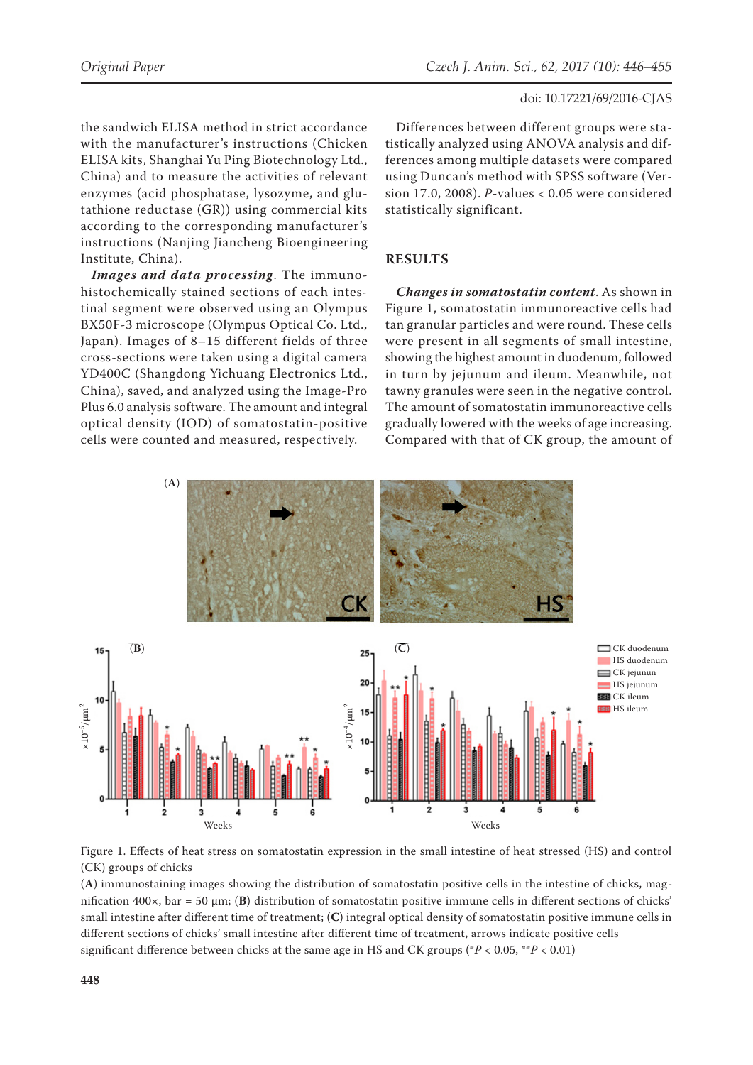the sandwich ELISA method in strict accordance with the manufacturer's instructions (Chicken ELISA kits, Shanghai Yu Ping Biotechnology Ltd., China) and to measure the activities of relevant enzymes (acid phosphatase, lysozyme, and glutathione reductase (GR)) using commercial kits according to the corresponding manufacturer's instructions (Nanjing Jiancheng Bioengineering Institute, China).

***Images and data processing***. The immunohistochemically stained sections of each intestinal segment were observed using an Olympus BX50F-3 microscope (Olympus Optical Co. Ltd., Japan). Images of 8–15 different fields of three cross-sections were taken using a digital camera YD400C (Shangdong Yichuang Electronics Ltd., China), saved, and analyzed using the Image-Pro Plus 6.0 analysis software. The amount and integral optical density (IOD) of somatostatin-positive cells were counted and measured, respectively.

Differences between different groups were statistically analyzed using ANOVA analysis and differences among multiple datasets were compared using Duncan's method with SPSS software (Version 17.0, 2008). *P*-values < 0.05 were considered statistically significant.

## RESULTS

***Changes in somatostatin content***. As shown in Figure 1, somatostatin immunoreactive cells had tan granular particles and were round. These cells were present in all segments of small intestine, showing the highest amount in duodenum, followed in turn by jejunum and ileum. Meanwhile, not tawny granules were seen in the negative control. The amount of somatostatin immunoreactive cells gradually lowered with the weeks of age increasing. Compared with that of CK group, the amount of

Figure 1. Effects of heat stress on somatostatin expression in the small intestine of heat stressed (HS) and control (CK) groups of chicks

(**A**) immunostaining images showing the distribution of somatostatin positive cells in the intestine of chicks, magnification 400×, bar = 50 μm; (**B**) distribution of somatostatin positive immune cells in different sections of chicks' small intestine after different time of treatment; (**C**) integral optical density of somatostatin positive immune cells in different sections of chicks' small intestine after different time of treatment, arrows indicate positive cells

significant difference between chicks at the same age in HS and CK groups ($^{*}P < 0.05$, $^{**}P < 0.01$)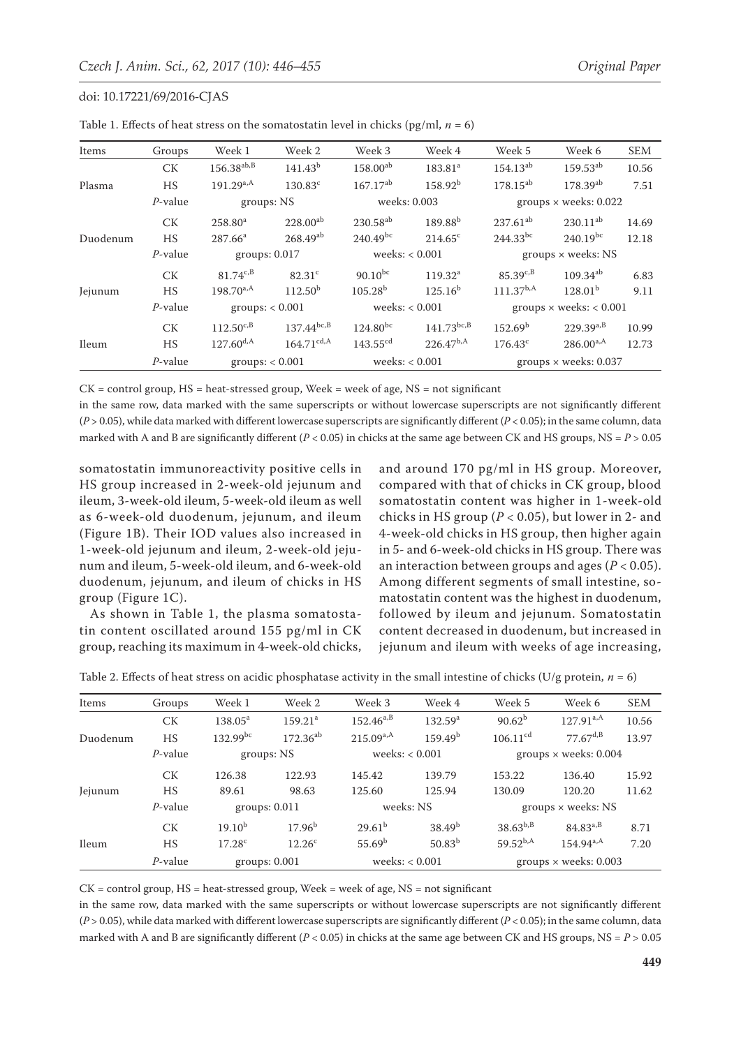Table 1. Effects of heat stress on the somatostatin level in chicks (pg/ml, $n = 6$)

| Items | Groups | Week 1 | Week 2 | Week 3 | Week 4 | Week 5 | Week 6 | SEM |
|---|---|---|---|---|---|---|---|---|
| Plasma | CK | $156.38^{ab,B}$ | $141.43^{b}$ | $158.00^{ab}$ | $183.81^{a}$ | $154.13^{ab}$ | $159.53^{ab}$ | 10.56 |
| | HS | $191.29^{a,A}$ | $130.83^{c}$ | $167.17^{ab}$ | $158.92^{b}$ | $178.15^{ab}$ | $178.39^{ab}$ | 7.51 |
| | *P*-value | groups: NS | | weeks: 0.003 | | groups × weeks: 0.022 | | |
| Duodenum | CK | $258.80^{a}$ | $228.00^{ab}$ | $230.58^{ab}$ | $189.88^{b}$ | $237.61^{ab}$ | $230.11^{ab}$ | 14.69 |
| | HS | $287.66^{a}$ | $268.49^{ab}$ | $240.49^{bc}$ | $214.65^{c}$ | $244.33^{bc}$ | $240.19^{bc}$ | 12.18 |
| | *P*-value | groups: 0.017 | | weeks: < 0.001 | | groups × weeks: NS | | |
| Jejunum | CK | $81.74^{c,B}$ | $82.31^{c}$ | $90.10^{bc}$ | $119.32^{a}$ | $85.39^{c,B}$ | $109.34^{ab}$ | 6.83 |
| | HS | $198.70^{a,A}$ | $112.50^{b}$ | $105.28^{b}$ | $125.16^{b}$ | $111.37^{b,A}$ | $128.01^{b}$ | 9.11 |
| | *P*-value | groups: < 0.001 | | weeks: < 0.001 | | groups × weeks: < 0.001 | | |
| Ileum | CK | $112.50^{c,B}$ | $137.44^{bc,B}$ | $124.80^{bc}$ | $141.73^{bc,B}$ | $152.69^{b}$ | $229.39^{a,B}$ | 10.99 |
| | HS | $127.60^{d,A}$ | $164.71^{cd,A}$ | $143.55^{cd}$ | $226.47^{b,A}$ | $176.43^{c}$ | $286.00^{a,A}$ | 12.73 |
| | *P*-value | groups: < 0.001 | | weeks: < 0.001 | | groups × weeks: 0.037 | | |

CK = control group, HS = heat-stressed group, Week = week of age, NS = not significant

in the same row, data marked with the same superscripts or without lowercase superscripts are not significantly different ($P > 0.05$), while data marked with different lowercase superscripts are significantly different ($P < 0.05$); in the same column, data marked with A and B are significantly different ($P < 0.05$) in chicks at the same age between CK and HS groups, NS = $P > 0.05$

somatostatin immunoreactivity positive cells in HS group increased in 2-week-old jejunum and ileum, 3-week-old ileum, 5-week-old ileum as well as 6-week-old duodenum, jejunum, and ileum (Figure 1B). Their IOD values also increased in 1-week-old jejunum and ileum, 2-week-old jejunum and ileum, 5-week-old ileum, and 6-week-old duodenum, jejunum, and ileum of chicks in HS group (Figure 1C).

As shown in Table 1, the plasma somatostatin content oscillated around 155 pg/ml in CK group, reaching its maximum in 4-week-old chicks, and around 170 pg/ml in HS group. Moreover, compared with that of chicks in CK group, blood somatostatin content was higher in 1-week-old chicks in HS group ($P < 0.05$), but lower in 2- and 4-week-old chicks in HS group, then higher again in 5- and 6-week-old chicks in HS group. There was an interaction between groups and ages ($P < 0.05$). Among different segments of small intestine, somatostatin content was the highest in duodenum, followed by ileum and jejunum. Somatostatin content decreased in duodenum, but increased in jejunum and ileum with weeks of age increasing,

Table 2. Effects of heat stress on acidic phosphatase activity in the small intestine of chicks (U/g protein, $n = 6$)

| Items | Groups | Week 1 | Week 2 | Week 3 | Week 4 | Week 5 | Week 6 | SEM |
|---|---|---|---|---|---|---|---|---|
| Duodenum | CK | $138.05^{a}$ | $159.21^{a}$ | $152.46^{a,B}$ | $132.59^{a}$ | $90.62^{b}$ | $127.91^{a,A}$ | 10.56 |
| | HS | $132.99^{bc}$ | $172.36^{ab}$ | $215.09^{a,A}$ | $159.49^{b}$ | $106.11^{cd}$ | $77.67^{d,B}$ | 13.97 |
| | *P*-value | groups: NS | | weeks: < 0.001 | | groups × weeks: 0.004 | | |
| Jejunum | CK | 126.38 | 122.93 | 145.42 | 139.79 | 153.22 | 136.40 | 15.92 |
| | HS | 89.61 | 98.63 | 125.60 | 125.94 | 130.09 | 120.20 | 11.62 |
| | *P*-value | groups: 0.011 | | weeks: NS | | groups × weeks: NS | | |
| Ileum | CK | $19.10^{b}$ | $17.96^{b}$ | $29.61^{b}$ | $38.49^{b}$ | $38.63^{b,B}$ | $84.83^{a,B}$ | 8.71 |
| | HS | $17.28^{c}$ | $12.26^{c}$ | $55.69^{b}$ | $50.83^{b}$ | $59.52^{b,A}$ | $154.94^{a,A}$ | 7.20 |
| | *P*-value | groups: 0.001 | | weeks: < 0.001 | | groups × weeks: 0.003 | | |

CK = control group, HS = heat-stressed group, Week = week of age, NS = not significant

in the same row, data marked with the same superscripts or without lowercase superscripts are not significantly different ($P > 0.05$), while data marked with different lowercase superscripts are significantly different ($P < 0.05$); in the same column, data marked with A and B are significantly different ($P < 0.05$) in chicks at the same age between CK and HS groups, NS = $P > 0.05$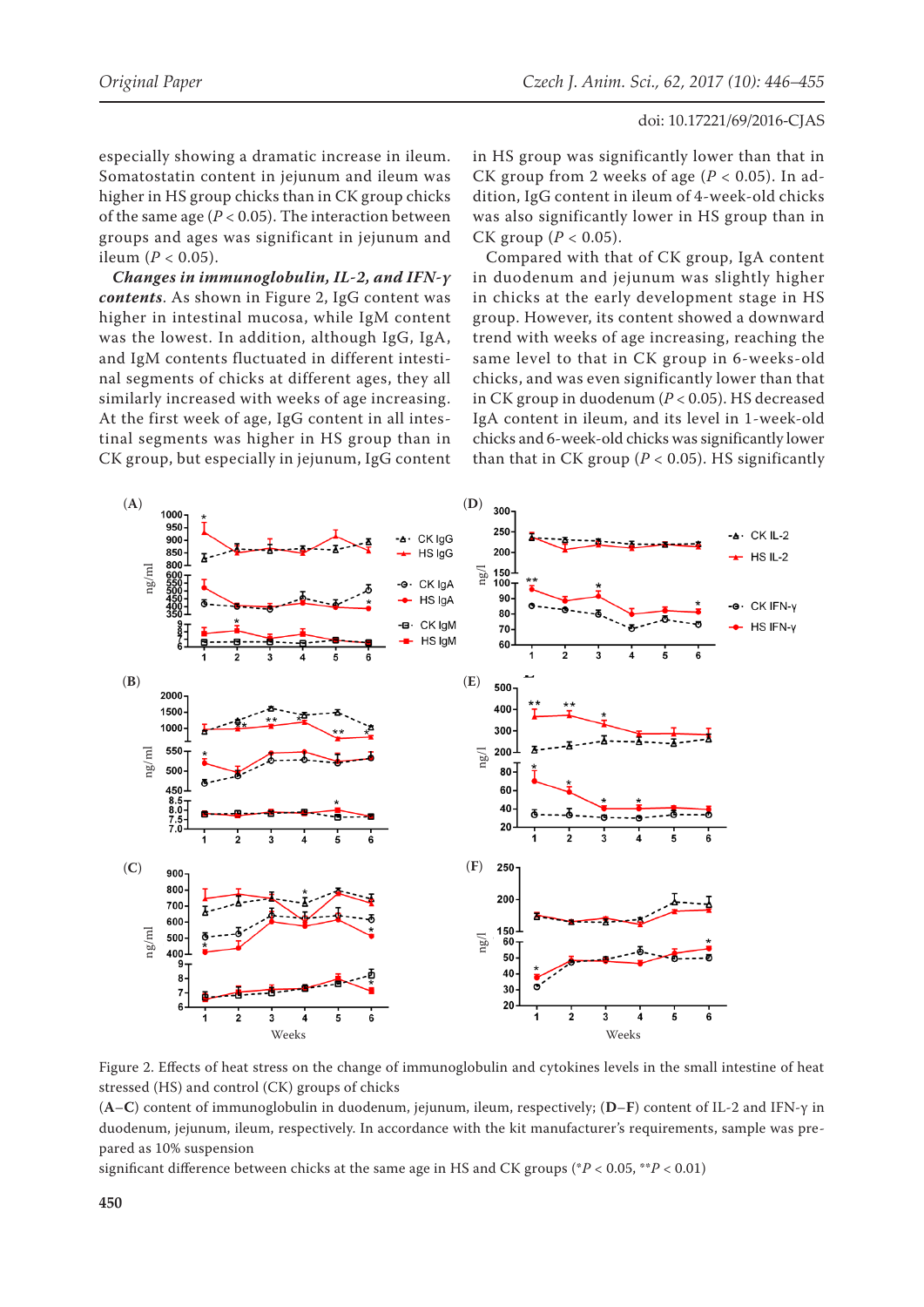especially showing a dramatic increase in ileum. Somatostatin content in jejunum and ileum was higher in HS group chicks than in CK group chicks of the same age ($P < 0.05$). The interaction between groups and ages was significant in jejunum and ileum ($P < 0.05$).

***Changes in immunoglobulin, IL-2, and IFN-γ contents***. As shown in Figure 2, IgG content was higher in intestinal mucosa, while IgM content was the lowest. In addition, although IgG, IgA, and IgM contents fluctuated in different intestinal segments of chicks at different ages, they all similarly increased with weeks of age increasing. At the first week of age, IgG content in all intestinal segments was higher in HS group than in CK group, but especially in jejunum, IgG content in HS group was significantly lower than that in CK group from 2 weeks of age ($P < 0.05$). In addition, IgG content in ileum of 4-week-old chicks was also significantly lower in HS group than in CK group ($P < 0.05$).

Compared with that of CK group, IgA content in duodenum and jejunum was slightly higher in chicks at the early development stage in HS group. However, its content showed a downward trend with weeks of age increasing, reaching the same level to that in CK group in 6-weeks-old chicks, and was even significantly lower than that in CK group in duodenum ($P < 0.05$). HS decreased IgA content in ileum, and its level in 1-week-old chicks and 6-week-old chicks was significantly lower than that in CK group ($P < 0.05$). HS significantly

Figure 2. Effects of heat stress on the change of immunoglobulin and cytokines levels in the small intestine of heat stressed (HS) and control (CK) groups of chicks

(**A**–**C**) content of immunoglobulin in duodenum, jejunum, ileum, respectively; (**D**–**F**) content of IL-2 and IFN-γ in duodenum, jejunum, ileum, respectively. In accordance with the kit manufacturer's requirements, sample was prepared as 10% suspension

significant difference between chicks at the same age in HS and CK groups (\*$P < 0.05$, \*\*$P < 0.01$)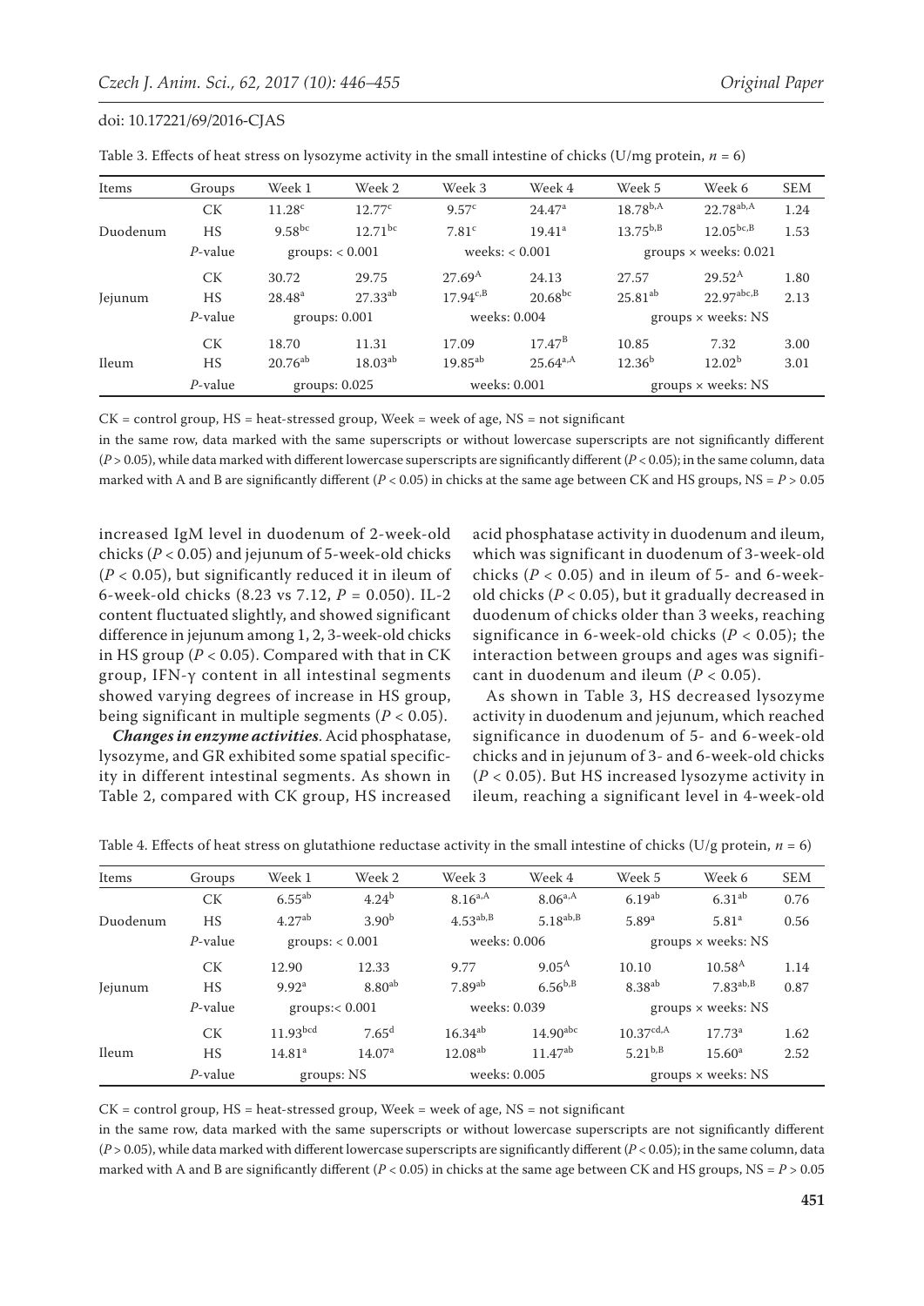Table 3. Effects of heat stress on lysozyme activity in the small intestine of chicks (U/mg protein, $n = 6$)

| Items | Groups | Week 1 | Week 2 | Week 3 | Week 4 | Week 5 | Week 6 | SEM |
|---|---|---|---|---|---|---|---|---|
| Duodenum | CK | $11.28^{c}$ | $12.77^{c}$ | $9.57^{c}$ | $24.47^{a}$ | $18.78^{b,A}$ | $22.78^{ab,A}$ | 1.24 |
| | HS | $9.58^{bc}$ | $12.71^{bc}$ | $7.81^{c}$ | $19.41^{a}$ | $13.75^{b,B}$ | $12.05^{bc,B}$ | 1.53 |
| | *P*-value | groups: < 0.001 | | weeks: < 0.001 | | groups × weeks: 0.021 | | |
| Jejunum | CK | 30.72 | 29.75 | $27.69^{A}$ | 24.13 | 27.57 | $29.52^{A}$ | 1.80 |
| | HS | $28.48^{a}$ | $27.33^{ab}$ | $17.94^{c,B}$ | $20.68^{bc}$ | $25.81^{ab}$ | $22.97^{abc,B}$ | 2.13 |
| | *P*-value | groups: 0.001 | | weeks: 0.004 | | groups × weeks: NS | | |
| Ileum | CK | 18.70 | 11.31 | 17.09 | $17.47^{B}$ | 10.85 | 7.32 | 3.00 |
| | HS | $20.76^{ab}$ | $18.03^{ab}$ | $19.85^{ab}$ | $25.64^{a,A}$ | $12.36^{b}$ | $12.02^{b}$ | 3.01 |
| | *P*-value | groups: 0.025 | | weeks: 0.001 | | groups × weeks: NS | | |

CK = control group, HS = heat-stressed group, Week = week of age, NS = not significant

in the same row, data marked with the same superscripts or without lowercase superscripts are not significantly different ($P > 0.05$), while data marked with different lowercase superscripts are significantly different ($P < 0.05$); in the same column, data marked with A and B are significantly different ($P < 0.05$) in chicks at the same age between CK and HS groups, NS = $P > 0.05$

increased IgM level in duodenum of 2-week-old chicks ($P < 0.05$) and jejunum of 5-week-old chicks ($P < 0.05$), but significantly reduced it in ileum of 6-week-old chicks (8.23 vs 7.12, $P = 0.050$). IL-2 content fluctuated slightly, and showed significant difference in jejunum among 1, 2, 3-week-old chicks in HS group ($P < 0.05$). Compared with that in CK group, IFN-γ content in all intestinal segments showed varying degrees of increase in HS group, being significant in multiple segments ($P < 0.05$).

***Changes in enzyme activities***. Acid phosphatase, lysozyme, and GR exhibited some spatial specificity in different intestinal segments. As shown in Table 2, compared with CK group, HS increased acid phosphatase activity in duodenum and ileum, which was significant in duodenum of 3-week-old chicks ($P < 0.05$) and in ileum of 5- and 6-week-old chicks ($P < 0.05$), but it gradually decreased in duodenum of chicks older than 3 weeks, reaching significance in 6-week-old chicks ($P < 0.05$); the interaction between groups and ages was significant in duodenum and ileum ($P < 0.05$).

As shown in Table 3, HS decreased lysozyme activity in duodenum and jejunum, which reached significance in duodenum of 5- and 6-week-old chicks and in jejunum of 3- and 6-week-old chicks ($P < 0.05$). But HS increased lysozyme activity in ileum, reaching a significant level in 4-week-old

Table 4. Effects of heat stress on glutathione reductase activity in the small intestine of chicks (U/g protein, $n = 6$)

| Items | Groups | Week 1 | Week 2 | Week 3 | Week 4 | Week 5 | Week 6 | SEM |
|---|---|---|---|---|---|---|---|---|
| Duodenum | CK | $6.55^{ab}$ | $4.24^{b}$ | $8.16^{a,A}$ | $8.06^{a,A}$ | $6.19^{ab}$ | $6.31^{ab}$ | 0.76 |
| | HS | $4.27^{ab}$ | $3.90^{b}$ | $4.53^{ab,B}$ | $5.18^{ab,B}$ | $5.89^{a}$ | $5.81^{a}$ | 0.56 |
| | *P*-value | groups: < 0.001 | | weeks: 0.006 | | groups × weeks: NS | | |
| Jejunum | CK | 12.90 | 12.33 | 9.77 | $9.05^{A}$ | 10.10 | $10.58^{A}$ | 1.14 |
| | HS | $9.92^{a}$ | $8.80^{ab}$ | $7.89^{ab}$ | $6.56^{b,B}$ | $8.38^{ab}$ | $7.83^{ab,B}$ | 0.87 |
| | *P*-value | groups:< 0.001 | | weeks: 0.039 | | groups × weeks: NS | | |
| Ileum | CK | $11.93^{bcd}$ | $7.65^{d}$ | $16.34^{ab}$ | $14.90^{abc}$ | $10.37^{cd,A}$ | $17.73^{a}$ | 1.62 |
| | HS | $14.81^{a}$ | $14.07^{a}$ | $12.08^{ab}$ | $11.47^{ab}$ | $5.21^{b,B}$ | $15.60^{a}$ | 2.52 |
| | *P*-value | groups: NS | | weeks: 0.005 | | groups × weeks: NS | | |

CK = control group, HS = heat-stressed group, Week = week of age, NS = not significant

in the same row, data marked with the same superscripts or without lowercase superscripts are not significantly different ($P > 0.05$), while data marked with different lowercase superscripts are significantly different ($P < 0.05$); in the same column, data marked with A and B are significantly different ($P < 0.05$) in chicks at the same age between CK and HS groups, NS = $P > 0.05$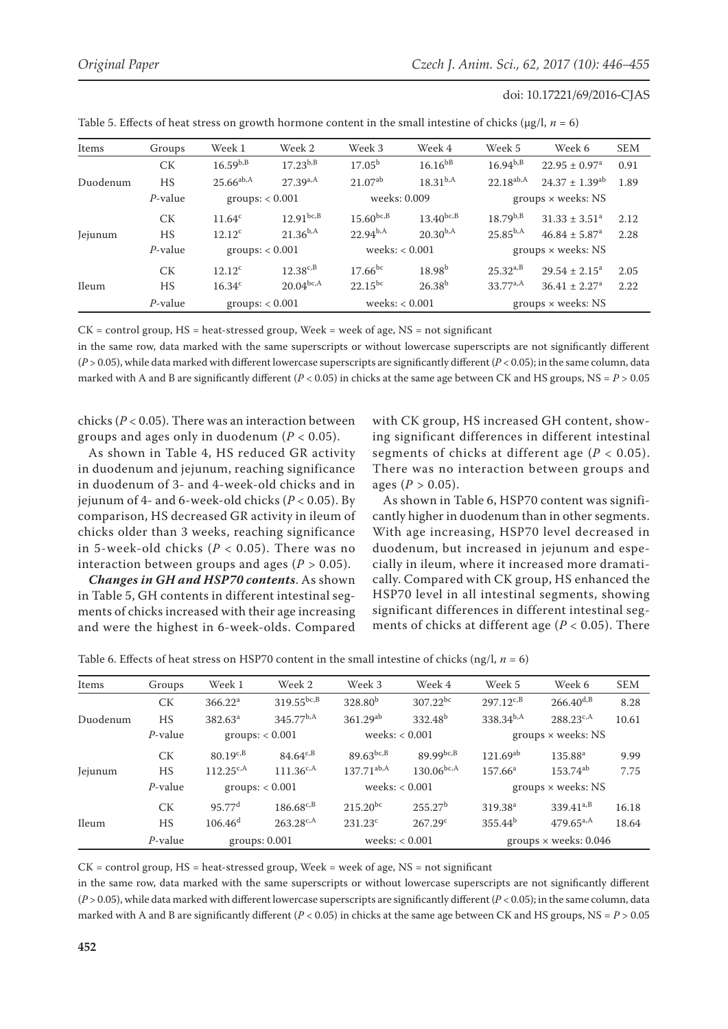Table 5. Effects of heat stress on growth hormone content in the small intestine of chicks (μg/l, $n = 6$)

| Items | Groups | Week 1 | Week 2 | Week 3 | Week 4 | Week 5 | Week 6 | SEM |
|---|---|---|---|---|---|---|---|---|
| Duodenum | CK | $16.59^{b,B}$ | $17.23^{b,B}$ | $17.05^{b}$ | $16.16^{bB}$ | $16.94^{b,B}$ | $22.95 \pm 0.97^{a}$ | 0.91 |
| | HS | $25.66^{ab,A}$ | $27.39^{a,A}$ | $21.07^{ab}$ | $18.31^{b,A}$ | $22.18^{ab,A}$ | $24.37 \pm 1.39^{ab}$ | 1.89 |
| | *P*-value | groups: < 0.001 | | weeks: 0.009 | | groups × weeks: NS | | |
| Jejunum | CK | $11.64^{c}$ | $12.91^{bc,B}$ | $15.60^{bc,B}$ | $13.40^{bc,B}$ | $18.79^{b,B}$ | $31.33 \pm 3.51^{a}$ | 2.12 |
| | HS | $12.12^{c}$ | $21.36^{b,A}$ | $22.94^{b,A}$ | $20.30^{b,A}$ | $25.85^{b,A}$ | $46.84 \pm 5.87^{a}$ | 2.28 |
| | *P*-value | groups: < 0.001 | | weeks: < 0.001 | | groups × weeks: NS | | |
| Ileum | CK | $12.12^{c}$ | $12.38^{c,B}$ | $17.66^{bc}$ | $18.98^{b}$ | $25.32^{a,B}$ | $29.54 \pm 2.15^{a}$ | 2.05 |
| | HS | $16.34^{c}$ | $20.04^{bc,A}$ | $22.15^{bc}$ | $26.38^{b}$ | $33.77^{a,A}$ | $36.41 \pm 2.27^{a}$ | 2.22 |
| | *P*-value | groups: < 0.001 | | weeks: < 0.001 | | groups × weeks: NS | | |

CK = control group, HS = heat-stressed group, Week = week of age, NS = not significant

in the same row, data marked with the same superscripts or without lowercase superscripts are not significantly different ($P > 0.05$), while data marked with different lowercase superscripts are significantly different ($P < 0.05$); in the same column, data marked with A and B are significantly different ($P < 0.05$) in chicks at the same age between CK and HS groups, NS = $P > 0.05$

chicks ($P < 0.05$). There was an interaction between groups and ages only in duodenum ($P < 0.05$).

As shown in Table 4, HS reduced GR activity in duodenum and jejunum, reaching significance in duodenum of 3- and 4-week-old chicks and in jejunum of 4- and 6-week-old chicks ($P < 0.05$). By comparison, HS decreased GR activity in ileum of chicks older than 3 weeks, reaching significance in 5-week-old chicks ($P < 0.05$). There was no interaction between groups and ages ($P > 0.05$).

***Changes in GH and HSP70 contents***. As shown in Table 5, GH contents in different intestinal segments of chicks increased with their age increasing and were the highest in 6-week-olds. Compared with CK group, HS increased GH content, showing significant differences in different intestinal segments of chicks at different age ($P < 0.05$). There was no interaction between groups and ages ($P > 0.05$).

As shown in Table 6, HSP70 content was significantly higher in duodenum than in other segments. With age increasing, HSP70 level decreased in duodenum, but increased in jejunum and especially in ileum, where it increased more dramatically. Compared with CK group, HS enhanced the HSP70 level in all intestinal segments, showing significant differences in different intestinal segments of chicks at different age ($P < 0.05$). There

Table 6. Effects of heat stress on HSP70 content in the small intestine of chicks (ng/l, $n = 6$)

| Items | Groups | Week 1 | Week 2 | Week 3 | Week 4 | Week 5 | Week 6 | SEM |
|---|---|---|---|---|---|---|---|---|
| Duodenum | CK | $366.22^{a}$ | $319.55^{bc,B}$ | $328.80^{b}$ | $307.22^{bc}$ | $297.12^{c,B}$ | $266.40^{d,B}$ | 8.28 |
| | HS | $382.63^{a}$ | $345.77^{b,A}$ | $361.29^{ab}$ | $332.48^{b}$ | $338.34^{b,A}$ | $288.23^{c,A}$ | 10.61 |
| | *P*-value | groups: < 0.001 | | weeks: < 0.001 | | groups × weeks: NS | | |
| Jejunum | CK | $80.19^{c,B}$ | $84.64^{c,B}$ | $89.63^{bc,B}$ | $89.99^{bc,B}$ | $121.69^{ab}$ | $135.88^{a}$ | 9.99 |
| | HS | $112.25^{c,A}$ | $111.36^{c,A}$ | $137.71^{ab,A}$ | $130.06^{bc,A}$ | $157.66^{a}$ | $153.74^{ab}$ | 7.75 |
| | *P*-value | groups: < 0.001 | | weeks: < 0.001 | | groups × weeks: NS | | |
| Ileum | CK | $95.77^{d}$ | $186.68^{c,B}$ | $215.20^{bc}$ | $255.27^{b}$ | $319.38^{a}$ | $339.41^{a,B}$ | 16.18 |
| | HS | $106.46^{d}$ | $263.28^{c,A}$ | $231.23^{c}$ | $267.29^{c}$ | $355.44^{b}$ | $479.65^{a,A}$ | 18.64 |
| | *P*-value | groups: 0.001 | | weeks: < 0.001 | | groups × weeks: 0.046 | | |

CK = control group, HS = heat-stressed group, Week = week of age, NS = not significant

in the same row, data marked with the same superscripts or without lowercase superscripts are not significantly different ($P > 0.05$), while data marked with different lowercase superscripts are significantly different ($P < 0.05$); in the same column, data marked with A and B are significantly different ($P < 0.05$) in chicks at the same age between CK and HS groups, NS = $P > 0.05$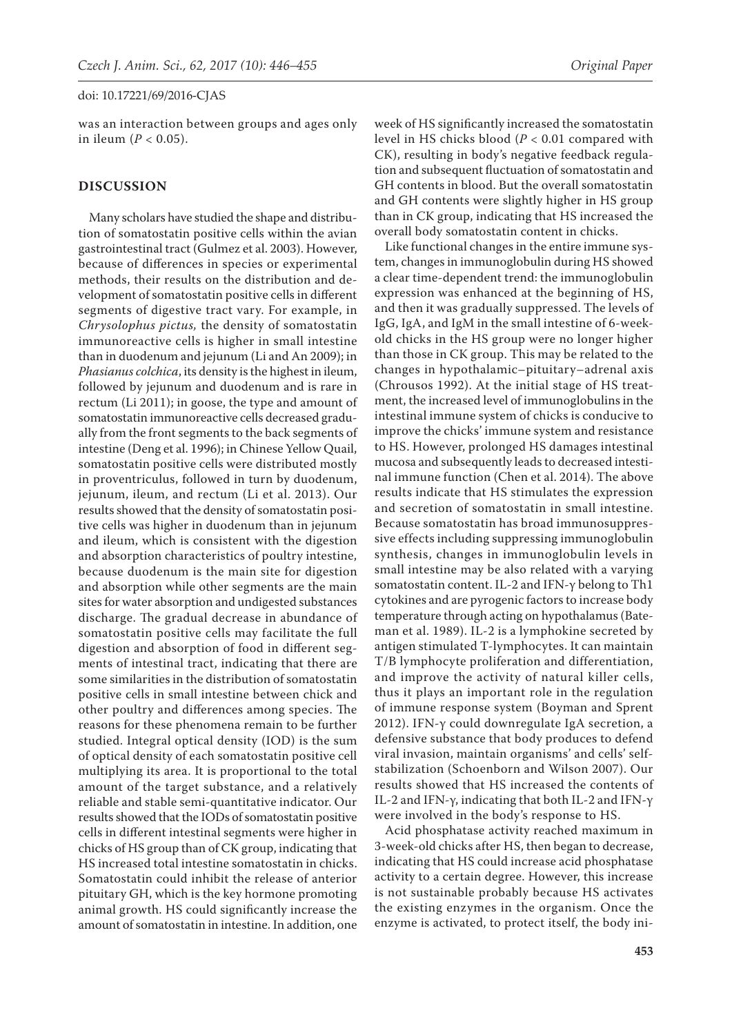was an interaction between groups and ages only in ileum ($P < 0.05$).

## DISCUSSION

Many scholars have studied the shape and distribution of somatostatin positive cells within the avian gastrointestinal tract (Gulmez et al. 2003). However, because of differences in species or experimental methods, their results on the distribution and development of somatostatin positive cells in different segments of digestive tract vary. For example, in *Chrysolophus pictus*, the density of somatostatin immunoreactive cells is higher in small intestine than in duodenum and jejunum (Li and An 2009); in *Phasianus colchica*, its density is the highest in ileum, followed by jejunum and duodenum and is rare in rectum (Li 2011); in goose, the type and amount of somatostatin immunoreactive cells decreased gradually from the front segments to the back segments of intestine (Deng et al. 1996); in Chinese Yellow Quail, somatostatin positive cells were distributed mostly in proventriculus, followed in turn by duodenum, jejunum, ileum, and rectum (Li et al. 2013). Our results showed that the density of somatostatin positive cells was higher in duodenum than in jejunum and ileum, which is consistent with the digestion and absorption characteristics of poultry intestine, because duodenum is the main site for digestion and absorption while other segments are the main sites for water absorption and undigested substances discharge. The gradual decrease in abundance of somatostatin positive cells may facilitate the full digestion and absorption of food in different segments of intestinal tract, indicating that there are some similarities in the distribution of somatostatin positive cells in small intestine between chick and other poultry and differences among species. The reasons for these phenomena remain to be further studied. Integral optical density (IOD) is the sum of optical density of each somatostatin positive cell multiplying its area. It is proportional to the total amount of the target substance, and a relatively reliable and stable semi-quantitative indicator. Our results showed that the IODs of somatostatin positive cells in different intestinal segments were higher in chicks of HS group than of CK group, indicating that HS increased total intestine somatostatin in chicks. Somatostatin could inhibit the release of anterior pituitary GH, which is the key hormone promoting animal growth. HS could significantly increase the amount of somatostatin in intestine. In addition, one week of HS significantly increased the somatostatin level in HS chicks blood ($P < 0.01$ compared with CK), resulting in body's negative feedback regulation and subsequent fluctuation of somatostatin and GH contents in blood. But the overall somatostatin and GH contents were slightly higher in HS group than in CK group, indicating that HS increased the overall body somatostatin content in chicks.

Like functional changes in the entire immune system, changes in immunoglobulin during HS showed a clear time-dependent trend: the immunoglobulin expression was enhanced at the beginning of HS, and then it was gradually suppressed. The levels of IgG, IgA, and IgM in the small intestine of 6-week-old chicks in the HS group were no longer higher than those in CK group. This may be related to the changes in hypothalamic–pituitary–adrenal axis (Chrousos 1992). At the initial stage of HS treatment, the increased level of immunoglobulins in the intestinal immune system of chicks is conducive to improve the chicks' immune system and resistance to HS. However, prolonged HS damages intestinal mucosa and subsequently leads to decreased intestinal immune function (Chen et al. 2014). The above results indicate that HS stimulates the expression and secretion of somatostatin in small intestine. Because somatostatin has broad immunosuppressive effects including suppressing immunoglobulin synthesis, changes in immunoglobulin levels in small intestine may be also related with a varying somatostatin content. IL-2 and IFN-γ belong to Th1 cytokines and are pyrogenic factors to increase body temperature through acting on hypothalamus (Bateman et al. 1989). IL-2 is a lymphokine secreted by antigen stimulated T-lymphocytes. It can maintain T/B lymphocyte proliferation and differentiation, and improve the activity of natural killer cells, thus it plays an important role in the regulation of immune response system (Boyman and Sprent 2012). IFN-γ could downregulate IgA secretion, a defensive substance that body produces to defend viral invasion, maintain organisms' and cells' self-stabilization (Schoenborn and Wilson 2007). Our results showed that HS increased the contents of IL-2 and IFN-γ, indicating that both IL-2 and IFN-γ were involved in the body's response to HS.

Acid phosphatase activity reached maximum in 3-week-old chicks after HS, then began to decrease, indicating that HS could increase acid phosphatase activity to a certain degree. However, this increase is not sustainable probably because HS activates the existing enzymes in the organism. Once the enzyme is activated, to protect itself, the body ini-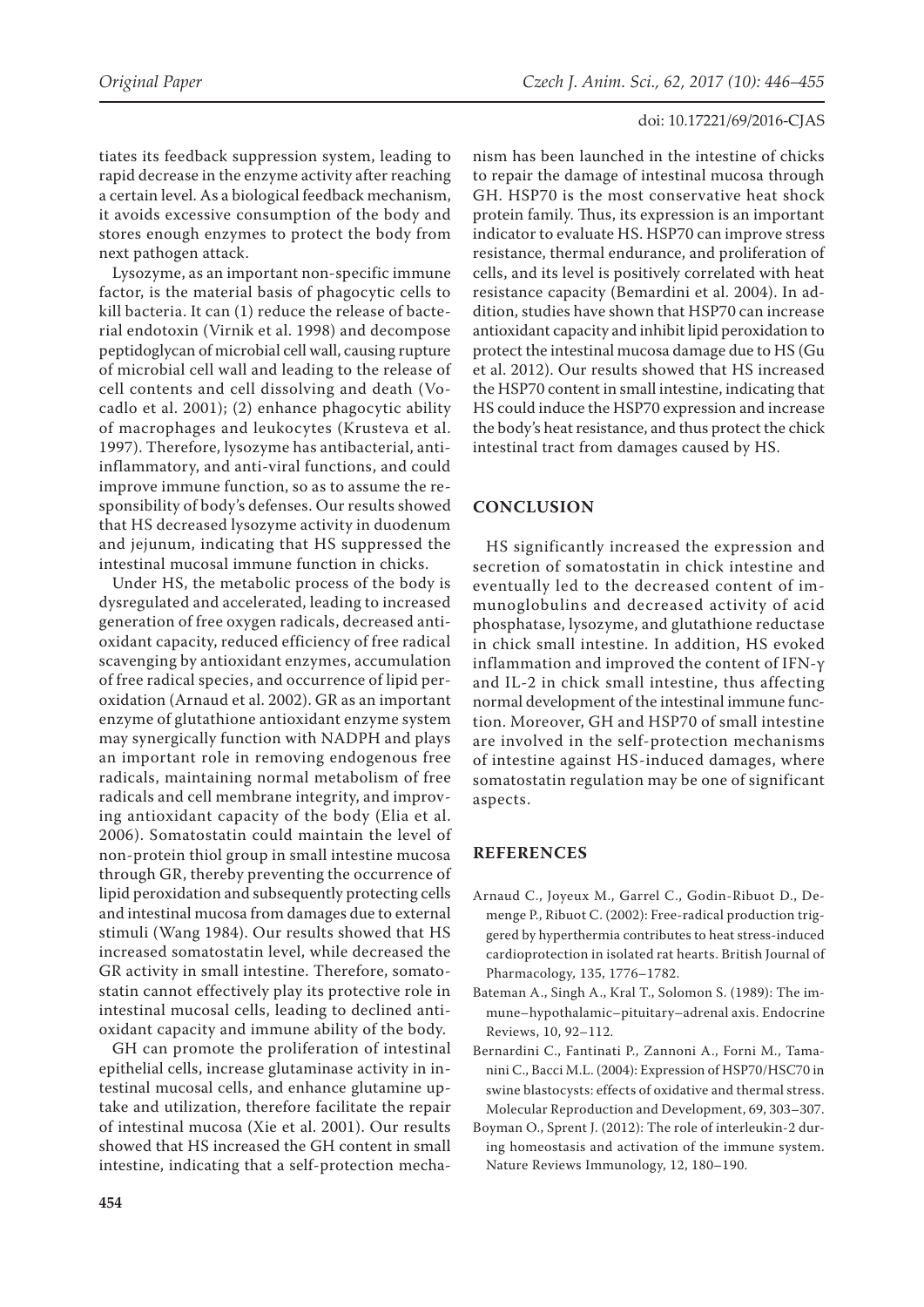tiates its feedback suppression system, leading to rapid decrease in the enzyme activity after reaching a certain level. As a biological feedback mechanism, it avoids excessive consumption of the body and stores enough enzymes to protect the body from next pathogen attack.

Lysozyme, as an important non-specific immune factor, is the material basis of phagocytic cells to kill bacteria. It can (1) reduce the release of bacterial endotoxin (Virnik et al. 1998) and decompose peptidoglycan of microbial cell wall, causing rupture of microbial cell wall and leading to the release of cell contents and cell dissolving and death (Vocadlo et al. 2001); (2) enhance phagocytic ability of macrophages and leukocytes (Krusteva et al. 1997). Therefore, lysozyme has antibacterial, anti-inflammatory, and anti-viral functions, and could improve immune function, so as to assume the responsibility of body's defenses. Our results showed that HS decreased lysozyme activity in duodenum and jejunum, indicating that HS suppressed the intestinal mucosal immune function in chicks.

Under HS, the metabolic process of the body is dysregulated and accelerated, leading to increased generation of free oxygen radicals, decreased antioxidant capacity, reduced efficiency of free radical scavenging by antioxidant enzymes, accumulation of free radical species, and occurrence of lipid peroxidation (Arnaud et al. 2002). GR as an important enzyme of glutathione antioxidant enzyme system may synergically function with NADPH and plays an important role in removing endogenous free radicals, maintaining normal metabolism of free radicals and cell membrane integrity, and improving antioxidant capacity of the body (Elia et al. 2006). Somatostatin could maintain the level of non-protein thiol group in small intestine mucosa through GR, thereby preventing the occurrence of lipid peroxidation and subsequently protecting cells and intestinal mucosa from damages due to external stimuli (Wang 1984). Our results showed that HS increased somatostatin level, while decreased the GR activity in small intestine. Therefore, somatostatin cannot effectively play its protective role in intestinal mucosal cells, leading to declined antioxidant capacity and immune ability of the body.

GH can promote the proliferation of intestinal epithelial cells, increase glutaminase activity in intestinal mucosal cells, and enhance glutamine uptake and utilization, therefore facilitate the repair of intestinal mucosa (Xie et al. 2001). Our results showed that HS increased the GH content in small intestine, indicating that a self-protection mechanism has been launched in the intestine of chicks to repair the damage of intestinal mucosa through GH. HSP70 is the most conservative heat shock protein family. Thus, its expression is an important indicator to evaluate HS. HSP70 can improve stress resistance, thermal endurance, and proliferation of cells, and its level is positively correlated with heat resistance capacity (Bemardini et al. 2004). In addition, studies have shown that HSP70 can increase antioxidant capacity and inhibit lipid peroxidation to protect the intestinal mucosa damage due to HS (Gu et al. 2012). Our results showed that HS increased the HSP70 content in small intestine, indicating that HS could induce the HSP70 expression and increase the body's heat resistance, and thus protect the chick intestinal tract from damages caused by HS.

## CONCLUSION

HS significantly increased the expression and secretion of somatostatin in chick intestine and eventually led to the decreased content of immunoglobulins and decreased activity of acid phosphatase, lysozyme, and glutathione reductase in chick small intestine. In addition, HS evoked inflammation and improved the content of IFN-γ and IL-2 in chick small intestine, thus affecting normal development of the intestinal immune function. Moreover, GH and HSP70 of small intestine are involved in the self-protection mechanisms of intestine against HS-induced damages, where somatostatin regulation may be one of significant aspects.

## REFERENCES

Arnaud C., Joyeux M., Garrel C., Godin-Ribuot D., Demenge P., Ribuot C. (2002): Free-radical production triggered by hyperthermia contributes to heat stress-induced cardioprotection in isolated rat hearts. British Journal of Pharmacology, 135, 1776–1782.

Bateman A., Singh A., Kral T., Solomon S. (1989): The immune–hypothalamic–pituitary–adrenal axis. Endocrine Reviews, 10, 92–112.

Bernardini C., Fantinati P., Zannoni A., Forni M., Tamanini C., Bacci M.L. (2004): Expression of HSP70/HSC70 in swine blastocysts: effects of oxidative and thermal stress. Molecular Reproduction and Development, 69, 303–307.

Boyman O., Sprent J. (2012): The role of interleukin-2 during homeostasis and activation of the immune system. Nature Reviews Immunology, 12, 180–190.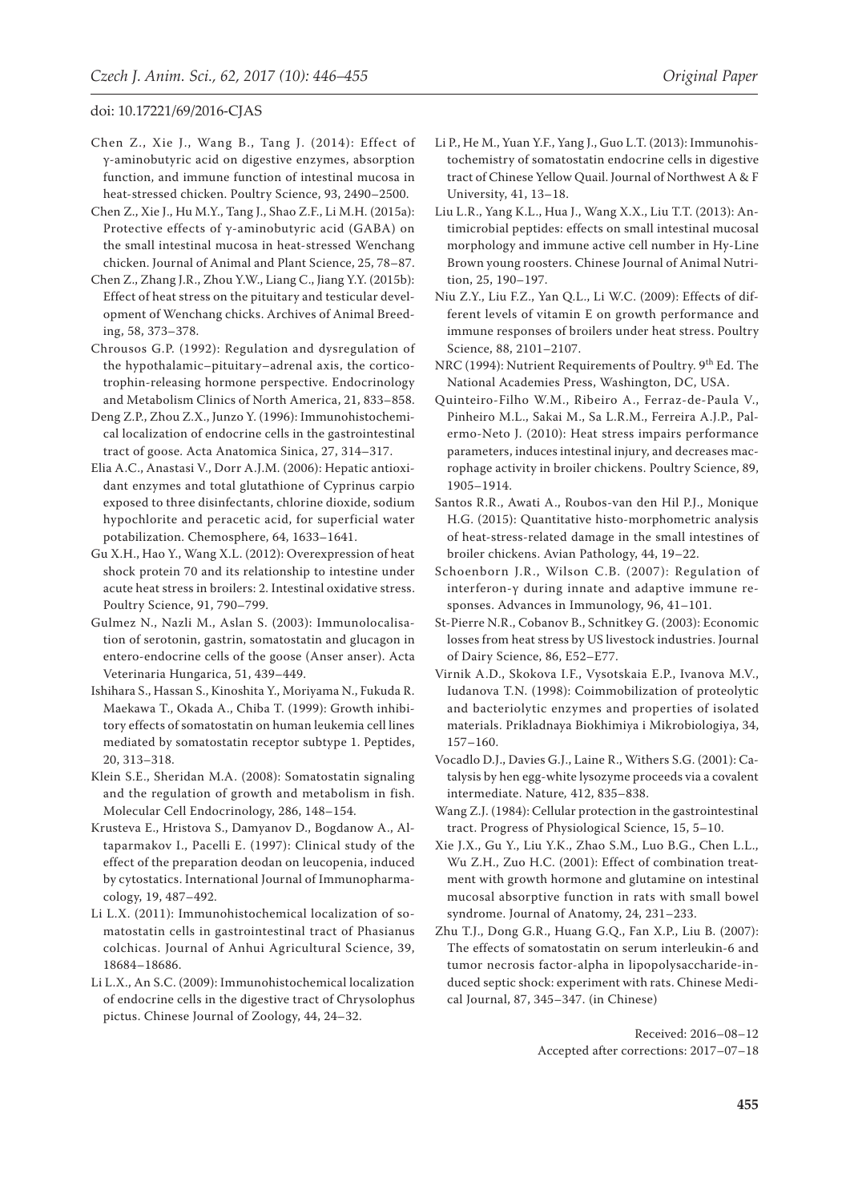Chen Z., Xie J., Wang B., Tang J. (2014): Effect of γ-aminobutyric acid on digestive enzymes, absorption function, and immune function of intestinal mucosa in heat-stressed chicken. Poultry Science, 93, 2490–2500.

Chen Z., Xie J., Hu M.Y., Tang J., Shao Z.F., Li M.H. (2015a): Protective effects of γ-aminobutyric acid (GABA) on the small intestinal mucosa in heat-stressed Wenchang chicken. Journal of Animal and Plant Science, 25, 78–87.

Chen Z., Zhang J.R., Zhou Y.W., Liang C., Jiang Y.Y. (2015b): Effect of heat stress on the pituitary and testicular development of Wenchang chicks. Archives of Animal Breeding, 58, 373–378.

Chrousos G.P. (1992): Regulation and dysregulation of the hypothalamic–pituitary–adrenal axis, the corticotrophin-releasing hormone perspective. Endocrinology and Metabolism Clinics of North America, 21, 833–858.

Deng Z.P., Zhou Z.X., Junzo Y. (1996): Immunohistochemical localization of endocrine cells in the gastrointestinal tract of goose. Acta Anatomica Sinica, 27, 314–317.

Elia A.C., Anastasi V., Dorr A.J.M. (2006): Hepatic antioxidant enzymes and total glutathione of Cyprinus carpio exposed to three disinfectants, chlorine dioxide, sodium hypochlorite and peracetic acid, for superficial water potabilization. Chemosphere, 64, 1633–1641.

Gu X.H., Hao Y., Wang X.L. (2012): Overexpression of heat shock protein 70 and its relationship to intestine under acute heat stress in broilers: 2. Intestinal oxidative stress. Poultry Science, 91, 790–799.

Gulmez N., Nazli M., Aslan S. (2003): Immunolocalisation of serotonin, gastrin, somatostatin and glucagon in entero-endocrine cells of the goose (Anser anser). Acta Veterinaria Hungarica, 51, 439–449.

Ishihara S., Hassan S., Kinoshita Y., Moriyama N., Fukuda R. Maekawa T., Okada A., Chiba T. (1999): Growth inhibitory effects of somatostatin on human leukemia cell lines mediated by somatostatin receptor subtype 1. Peptides, 20, 313–318.

Klein S.E., Sheridan M.A. (2008): Somatostatin signaling and the regulation of growth and metabolism in fish. Molecular Cell Endocrinology, 286, 148–154.

Krusteva E., Hristova S., Damyanov D., Bogdanow A., Altaparmakov I., Pacelli E. (1997): Clinical study of the effect of the preparation deodan on leucopenia, induced by cytostatics. International Journal of Immunopharmacology, 19, 487–492.

Li L.X. (2011): Immunohistochemical localization of somatostatin cells in gastrointestinal tract of Phasianus colchicas. Journal of Anhui Agricultural Science, 39, 18684–18686.

Li L.X., An S.C. (2009): Immunohistochemical localization of endocrine cells in the digestive tract of Chrysolophus pictus. Chinese Journal of Zoology, 44, 24–32.

Li P., He M., Yuan Y.F., Yang J., Guo L.T. (2013): Immunohistochemistry of somatostatin endocrine cells in digestive tract of Chinese Yellow Quail. Journal of Northwest A & F University, 41, 13–18.

Liu L.R., Yang K.L., Hua J., Wang X.X., Liu T.T. (2013): Antimicrobial peptides: effects on small intestinal mucosal morphology and immune active cell number in Hy-Line Brown young roosters. Chinese Journal of Animal Nutrition, 25, 190–197.

Niu Z.Y., Liu F.Z., Yan Q.L., Li W.C. (2009): Effects of different levels of vitamin E on growth performance and immune responses of broilers under heat stress. Poultry Science, 88, 2101–2107.

NRC (1994): Nutrient Requirements of Poultry. 9th Ed. The National Academies Press, Washington, DC, USA.

Quinteiro-Filho W.M., Ribeiro A., Ferraz-de-Paula V., Pinheiro M.L., Sakai M., Sa L.R.M., Ferreira A.J.P., Palermo-Neto J. (2010): Heat stress impairs performance parameters, induces intestinal injury, and decreases macrophage activity in broiler chickens. Poultry Science, 89, 1905–1914.

Santos R.R., Awati A., Roubos-van den Hil P.J., Monique H.G. (2015): Quantitative histo-morphometric analysis of heat-stress-related damage in the small intestines of broiler chickens. Avian Pathology, 44, 19–22.

Schoenborn J.R., Wilson C.B. (2007): Regulation of interferon-γ during innate and adaptive immune responses. Advances in Immunology, 96, 41–101.

St-Pierre N.R., Cobanov B., Schnitkey G. (2003): Economic losses from heat stress by US livestock industries. Journal of Dairy Science, 86, E52–E77.

Virnik A.D., Skokova I.F., Vysotskaia E.P., Ivanova M.V., Iudanova T.N. (1998): Coimmobilization of proteolytic and bacteriolytic enzymes and properties of isolated materials. Prikladnaya Biokhimiya i Mikrobiologiya, 34, 157–160.

Vocadlo D.J., Davies G.J., Laine R., Withers S.G. (2001): Catalysis by hen egg-white lysozyme proceeds via a covalent intermediate. Nature, 412, 835–838.

Wang Z.J. (1984): Cellular protection in the gastrointestinal tract. Progress of Physiological Science, 15, 5–10.

Xie J.X., Gu Y., Liu Y.K., Zhao S.M., Luo B.G., Chen L.L., Wu Z.H., Zuo H.C. (2001): Effect of combination treatment with growth hormone and glutamine on intestinal mucosal absorptive function in rats with small bowel syndrome. Journal of Anatomy, 24, 231–233.

Zhu T.J., Dong G.R., Huang G.Q., Fan X.P., Liu B. (2007): The effects of somatostatin on serum interleukin-6 and tumor necrosis factor-alpha in lipopolysaccharide-induced septic shock: experiment with rats. Chinese Medical Journal, 87, 345–347. (in Chinese)

Received: 2016–08–12
Accepted after corrections: 2017–07–18